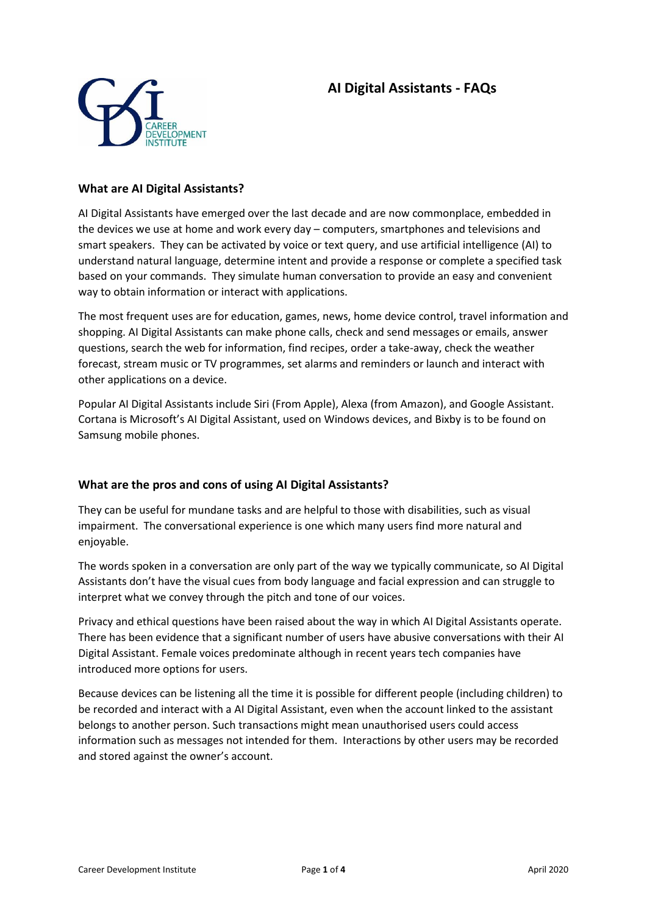# AI Digital Assistants - FAQs

## What are AI Digital Assistants?

AI Digital Assistants have emerged over the last decade and are now commonplace, embedded in the devices we use at home and work every day – computers, smartphones and televisions and smart speakers. They can be activated by voice or text query, and use artificial intelligence (AI) to understand natural language, determine intent and provide a response or complete a specified task based on your commands. They simulate human conversation to provide an easy and convenient way to obtain information or interact with applications.

The most frequent uses are for education, games, news, home device control, travel information and shopping. AI Digital Assistants can make phone calls, check and send messages or emails, answer questions, search the web for information, find recipes, order a take-away, check the weather forecast, stream music or TV programmes, set alarms and reminders or launch and interact with other applications on a device.

Popular AI Digital Assistants include Siri (From Apple), Alexa (from Amazon), and Google Assistant. Cortana is Microsoft's AI Digital Assistant, used on Windows devices, and Bixby is to be found on Samsung mobile phones.

## What are the pros and cons of using AI Digital Assistants?

They can be useful for mundane tasks and are helpful to those with disabilities, such as visual impairment. The conversational experience is one which many users find more natural and enjoyable.

The words spoken in a conversation are only part of the way we typically communicate, so AI Digital Assistants don't have the visual cues from body language and facial expression and can struggle to interpret what we convey through the pitch and tone of our voices.

Privacy and ethical questions have been raised about the way in which AI Digital Assistants operate. There has been evidence that a significant number of users have abusive conversations with their AI Digital Assistant. Female voices predominate although in recent years tech companies have introduced more options for users.

Because devices can be listening all the time it is possible for different people (including children) to be recorded and interact with a AI Digital Assistant, even when the account linked to the assistant belongs to another person. Such transactions might mean unauthorised users could access information such as messages not intended for them. Interactions by other users may be recorded and stored against the owner's account.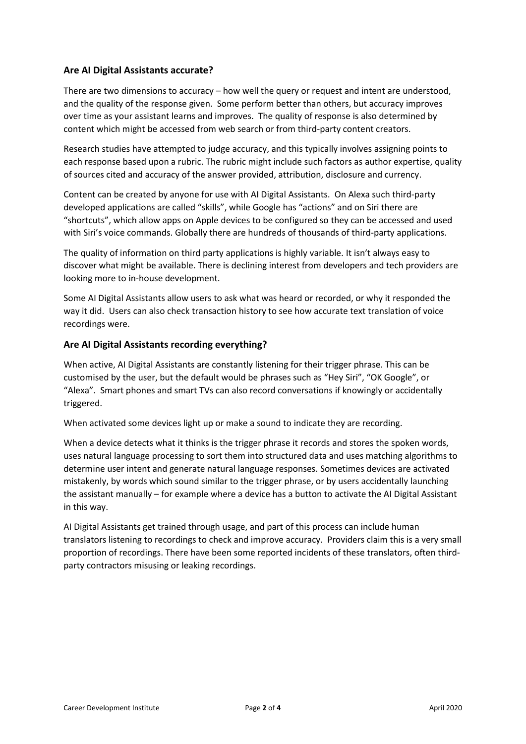## Are AI Digital Assistants accurate?

There are two dimensions to accuracy – how well the query or request and intent are understood, and the quality of the response given. Some perform better than others, but accuracy improves over time as your assistant learns and improves. The quality of response is also determined by content which might be accessed from web search or from third-party content creators.

Research studies have attempted to judge accuracy, and this typically involves assigning points to each response based upon a rubric. The rubric might include such factors as author expertise, quality of sources cited and accuracy of the answer provided, attribution, disclosure and currency.

Content can be created by anyone for use with AI Digital Assistants. On Alexa such third-party developed applications are called "skills", while Google has "actions" and on Siri there are "shortcuts", which allow apps on Apple devices to be configured so they can be accessed and used with Siri's voice commands. Globally there are hundreds of thousands of third-party applications.

The quality of information on third party applications is highly variable. It isn't always easy to discover what might be available. There is declining interest from developers and tech providers are looking more to in-house development.

Some AI Digital Assistants allow users to ask what was heard or recorded, or why it responded the way it did. Users can also check transaction history to see how accurate text translation of voice recordings were.

## Are AI Digital Assistants recording everything?

When active, AI Digital Assistants are constantly listening for their trigger phrase. This can be customised by the user, but the default would be phrases such as "Hey Siri", "OK Google", or "Alexa". Smart phones and smart TVs can also record conversations if knowingly or accidentally triggered.

When activated some devices light up or make a sound to indicate they are recording.

When a device detects what it thinks is the trigger phrase it records and stores the spoken words, uses natural language processing to sort them into structured data and uses matching algorithms to determine user intent and generate natural language responses. Sometimes devices are activated mistakenly, by words which sound similar to the trigger phrase, or by users accidentally launching the assistant manually – for example where a device has a button to activate the AI Digital Assistant in this way.

AI Digital Assistants get trained through usage, and part of this process can include human translators listening to recordings to check and improve accuracy. Providers claim this is a very small proportion of recordings. There have been some reported incidents of these translators, often third-party contractors misusing or leaking recordings.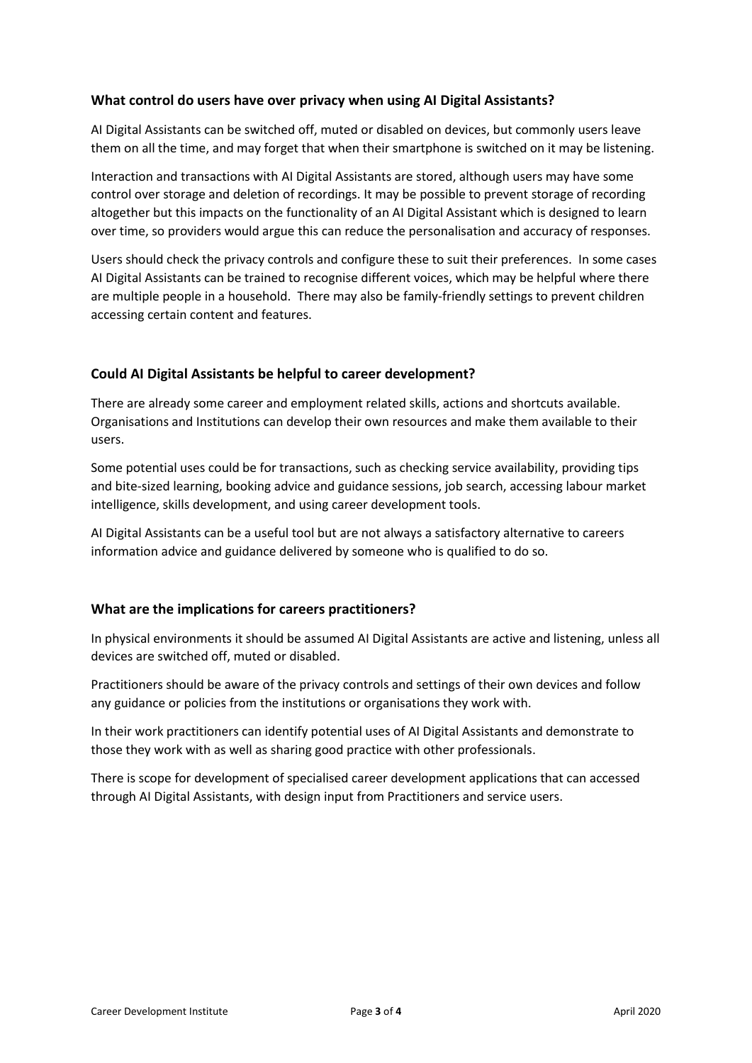### What control do users have over privacy when using AI Digital Assistants?

AI Digital Assistants can be switched off, muted or disabled on devices, but commonly users leave them on all the time, and may forget that when their smartphone is switched on it may be listening.

Interaction and transactions with AI Digital Assistants are stored, although users may have some control over storage and deletion of recordings. It may be possible to prevent storage of recording altogether but this impacts on the functionality of an AI Digital Assistant which is designed to learn over time, so providers would argue this can reduce the personalisation and accuracy of responses.

Users should check the privacy controls and configure these to suit their preferences. In some cases AI Digital Assistants can be trained to recognise different voices, which may be helpful where there are multiple people in a household. There may also be family-friendly settings to prevent children accessing certain content and features.

### Could AI Digital Assistants be helpful to career development?

There are already some career and employment related skills, actions and shortcuts available. Organisations and Institutions can develop their own resources and make them available to their users.

Some potential uses could be for transactions, such as checking service availability, providing tips and bite-sized learning, booking advice and guidance sessions, job search, accessing labour market intelligence, skills development, and using career development tools.

AI Digital Assistants can be a useful tool but are not always a satisfactory alternative to careers information advice and guidance delivered by someone who is qualified to do so.

### What are the implications for careers practitioners?

In physical environments it should be assumed AI Digital Assistants are active and listening, unless all devices are switched off, muted or disabled.

Practitioners should be aware of the privacy controls and settings of their own devices and follow any guidance or policies from the institutions or organisations they work with.

In their work practitioners can identify potential uses of AI Digital Assistants and demonstrate to those they work with as well as sharing good practice with other professionals.

There is scope for development of specialised career development applications that can accessed through AI Digital Assistants, with design input from Practitioners and service users.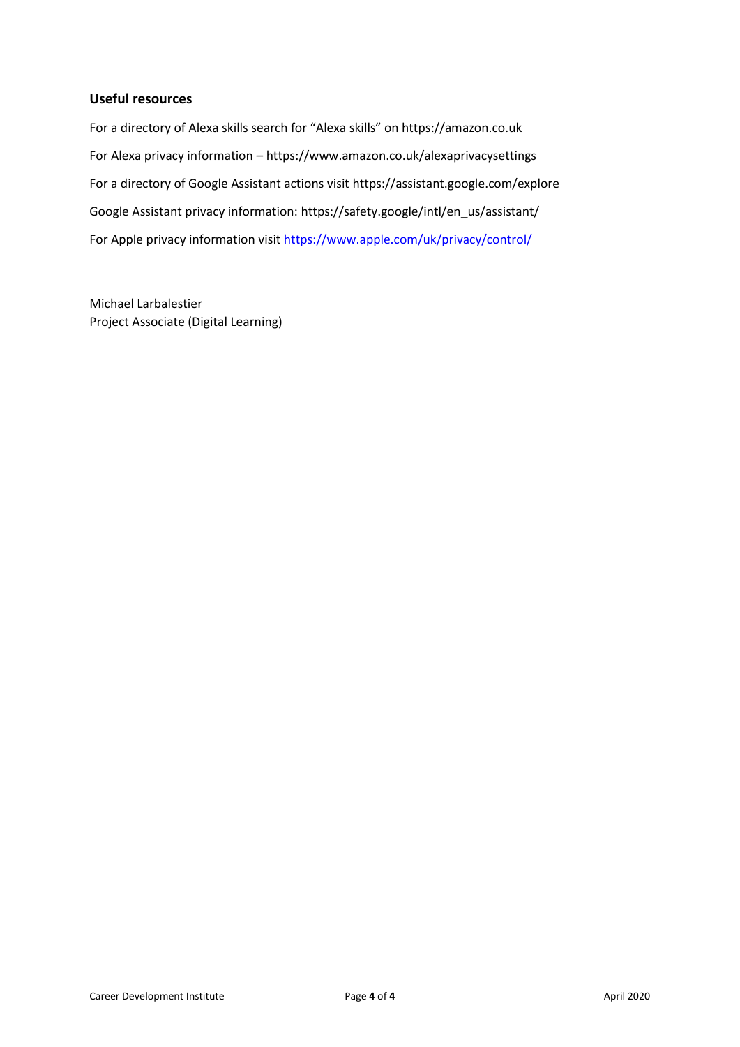### Useful resources

For a directory of Alexa skills search for "Alexa skills" on https://amazon.co.uk

For Alexa privacy information – https://www.amazon.co.uk/alexaprivacysettings

For a directory of Google Assistant actions visit https://assistant.google.com/explore

Google Assistant privacy information: https://safety.google/intl/en_us/assistant/

For Apple privacy information visit https://www.apple.com/uk/privacy/control/

Michael Larbalestier
Project Associate (Digital Learning)